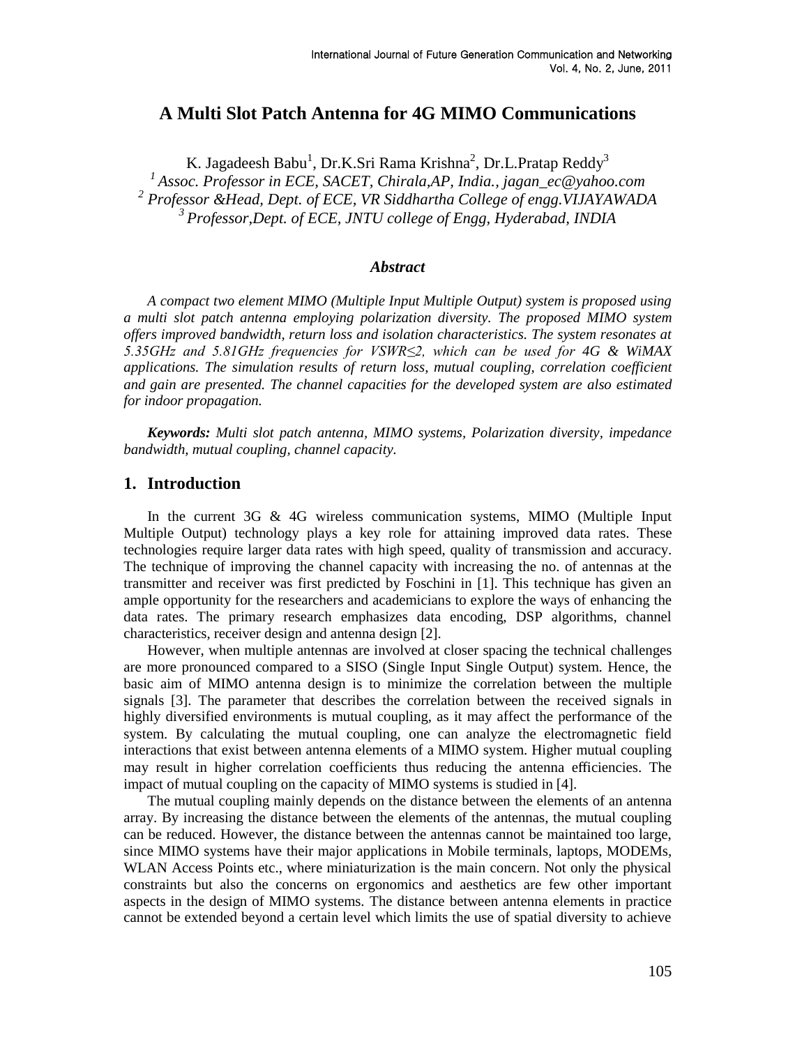# A Multi Slot Patch Antenna for 4G MIMO Communications

K. Jagadeesh Babu[1], Dr.K.Sri Rama Krishna[2], Dr.L.Pratap Reddy[3]

[1] *Assoc. Professor in ECE, SACET, Chirala,AP, India., jagan_ec@yahoo.com*
[2] *Professor &Head, Dept. of ECE, VR Siddhartha College of engg.VIJAYAWADA*
[3] *Professor,Dept. of ECE, JNTU college of Engg, Hyderabad, INDIA*

### *Abstract*

*A compact two element MIMO (Multiple Input Multiple Output) system is proposed using a multi slot patch antenna employing polarization diversity. The proposed MIMO system offers improved bandwidth, return loss and isolation characteristics. The system resonates at 5.35GHz and 5.81GHz frequencies for VSWR≤2, which can be used for 4G & WiMAX applications. The simulation results of return loss, mutual coupling, correlation coefficient and gain are presented. The channel capacities for the developed system are also estimated for indoor propagation.*

***Keywords:*** *Multi slot patch antenna, MIMO systems, Polarization diversity, impedance bandwidth, mutual coupling, channel capacity.*

## 1. Introduction

In the current 3G & 4G wireless communication systems, MIMO (Multiple Input Multiple Output) technology plays a key role for attaining improved data rates. These technologies require larger data rates with high speed, quality of transmission and accuracy. The technique of improving the channel capacity with increasing the no. of antennas at the transmitter and receiver was first predicted by Foschini in [1]. This technique has given an ample opportunity for the researchers and academicians to explore the ways of enhancing the data rates. The primary research emphasizes data encoding, DSP algorithms, channel characteristics, receiver design and antenna design [2].

However, when multiple antennas are involved at closer spacing the technical challenges are more pronounced compared to a SISO (Single Input Single Output) system. Hence, the basic aim of MIMO antenna design is to minimize the correlation between the multiple signals [3]. The parameter that describes the correlation between the received signals in highly diversified environments is mutual coupling, as it may affect the performance of the system. By calculating the mutual coupling, one can analyze the electromagnetic field interactions that exist between antenna elements of a MIMO system. Higher mutual coupling may result in higher correlation coefficients thus reducing the antenna efficiencies. The impact of mutual coupling on the capacity of MIMO systems is studied in [4].

The mutual coupling mainly depends on the distance between the elements of an antenna array. By increasing the distance between the elements of the antennas, the mutual coupling can be reduced. However, the distance between the antennas cannot be maintained too large, since MIMO systems have their major applications in Mobile terminals, laptops, MODEMs, WLAN Access Points etc., where miniaturization is the main concern. Not only the physical constraints but also the concerns on ergonomics and aesthetics are few other important aspects in the design of MIMO systems. The distance between antenna elements in practice cannot be extended beyond a certain level which limits the use of spatial diversity to achieve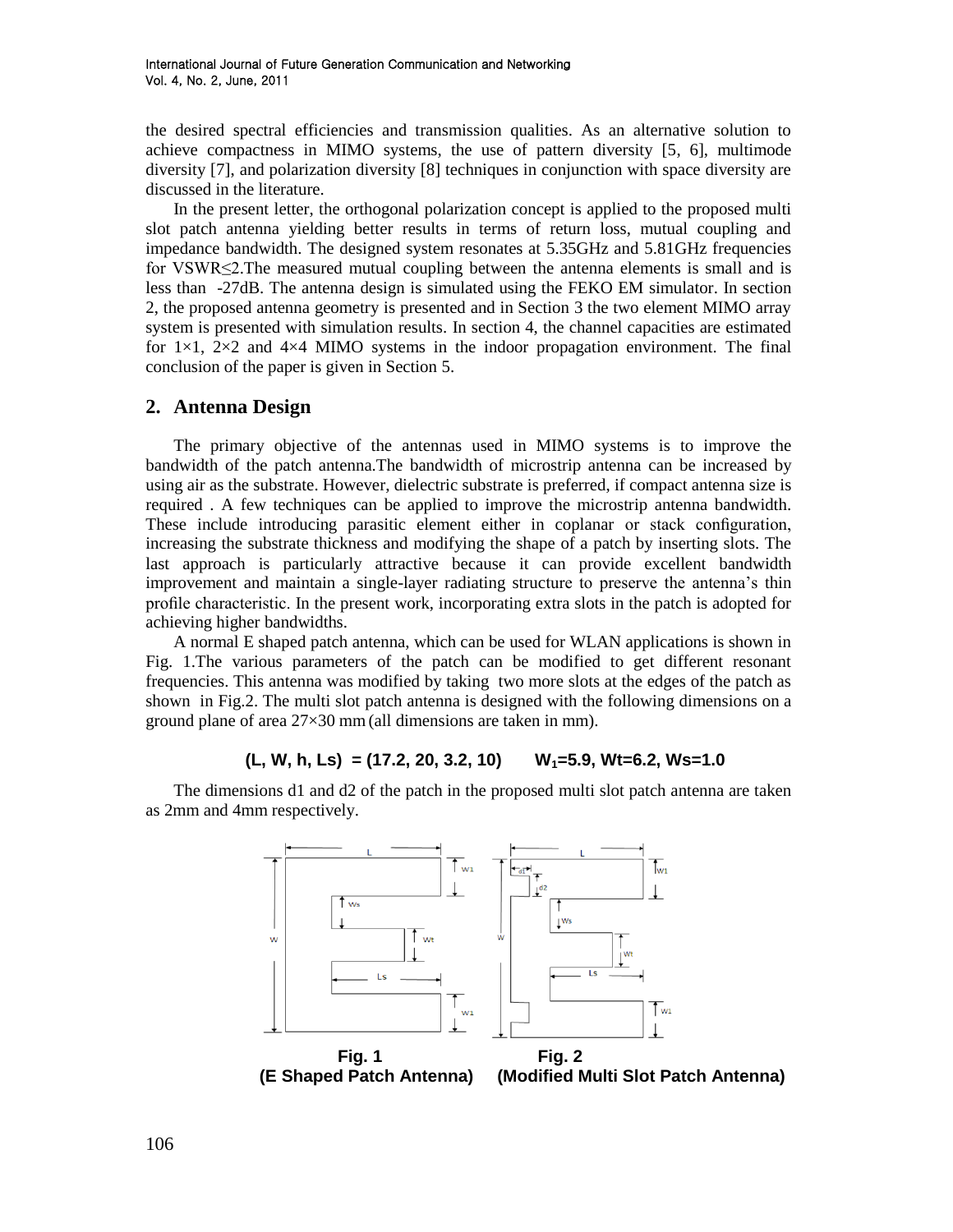the desired spectral efficiencies and transmission qualities. As an alternative solution to achieve compactness in MIMO systems, the use of pattern diversity [5, 6], multimode diversity [7], and polarization diversity [8] techniques in conjunction with space diversity are discussed in the literature.

In the present letter, the orthogonal polarization concept is applied to the proposed multi slot patch antenna yielding better results in terms of return loss, mutual coupling and impedance bandwidth. The designed system resonates at 5.35GHz and 5.81GHz frequencies for VSWR≤2.The measured mutual coupling between the antenna elements is small and is less than -27dB. The antenna design is simulated using the FEKO EM simulator. In section 2, the proposed antenna geometry is presented and in Section 3 the two element MIMO array system is presented with simulation results. In section 4, the channel capacities are estimated for 1×1, 2×2 and 4×4 MIMO systems in the indoor propagation environment. The final conclusion of the paper is given in Section 5.

## 2. Antenna Design

The primary objective of the antennas used in MIMO systems is to improve the bandwidth of the patch antenna.The bandwidth of microstrip antenna can be increased by using air as the substrate. However, dielectric substrate is preferred, if compact antenna size is required . A few techniques can be applied to improve the microstrip antenna bandwidth. These include introducing parasitic element either in coplanar or stack configuration, increasing the substrate thickness and modifying the shape of a patch by inserting slots. The last approach is particularly attractive because it can provide excellent bandwidth improvement and maintain a single-layer radiating structure to preserve the antenna's thin profile characteristic. In the present work, incorporating extra slots in the patch is adopted for achieving higher bandwidths.

A normal E shaped patch antenna, which can be used for WLAN applications is shown in Fig. 1.The various parameters of the patch can be modified to get different resonant frequencies. This antenna was modified by taking two more slots at the edges of the patch as shown in Fig.2. The multi slot patch antenna is designed with the following dimensions on a ground plane of area 27×30 mm (all dimensions are taken in mm).

**(L, W, h, Ls) = (17.2, 20, 3.2, 10)  $W_1$=5.9, Wt=6.2, Ws=1.0**

The dimensions d1 and d2 of the patch in the proposed multi slot patch antenna are taken as 2mm and 4mm respectively.

**Fig. 1 (E Shaped Patch Antenna)**

**Fig. 2 (Modified Multi Slot Patch Antenna)**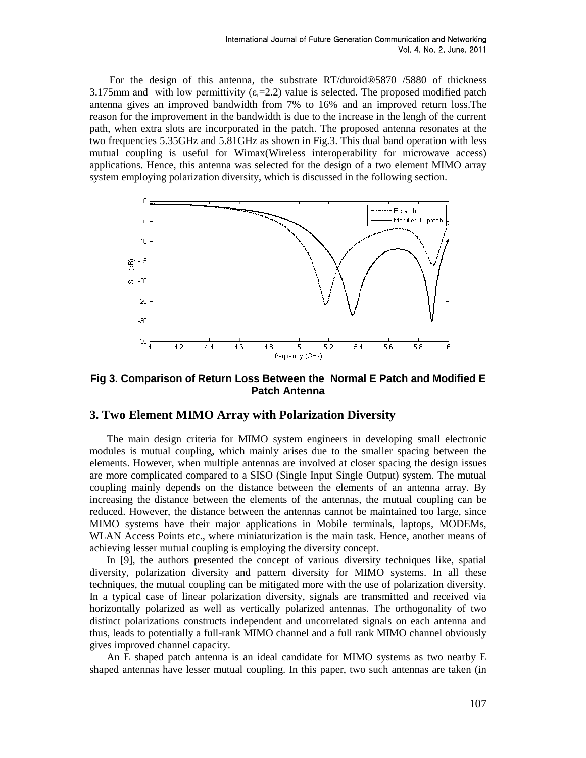For the design of this antenna, the substrate RT/duroid®5870 /5880 of thickness 3.175mm and with low permittivity ($\varepsilon_r$=2.2) value is selected. The proposed modified patch antenna gives an improved bandwidth from 7% to 16% and an improved return loss.The reason for the improvement in the bandwidth is due to the increase in the lengh of the current path, when extra slots are incorporated in the patch. The proposed antenna resonates at the two frequencies 5.35GHz and 5.81GHz as shown in Fig.3. This dual band operation with less mutual coupling is useful for Wimax(Wireless interoperability for microwave access) applications. Hence, this antenna was selected for the design of a two element MIMO array system employing polarization diversity, which is discussed in the following section.

**Fig 3. Comparison of Return Loss Between the Normal E Patch and Modified E Patch Antenna**

## 3. Two Element MIMO Array with Polarization Diversity

The main design criteria for MIMO system engineers in developing small electronic modules is mutual coupling, which mainly arises due to the smaller spacing between the elements. However, when multiple antennas are involved at closer spacing the design issues are more complicated compared to a SISO (Single Input Single Output) system. The mutual coupling mainly depends on the distance between the elements of an antenna array. By increasing the distance between the elements of the antennas, the mutual coupling can be reduced. However, the distance between the antennas cannot be maintained too large, since MIMO systems have their major applications in Mobile terminals, laptops, MODEMs, WLAN Access Points etc., where miniaturization is the main task. Hence, another means of achieving lesser mutual coupling is employing the diversity concept.

In [9], the authors presented the concept of various diversity techniques like, spatial diversity, polarization diversity and pattern diversity for MIMO systems. In all these techniques, the mutual coupling can be mitigated more with the use of polarization diversity. In a typical case of linear polarization diversity, signals are transmitted and received via horizontally polarized as well as vertically polarized antennas. The orthogonality of two distinct polarizations constructs independent and uncorrelated signals on each antenna and thus, leads to potentially a full-rank MIMO channel and a full rank MIMO channel obviously gives improved channel capacity.

An E shaped patch antenna is an ideal candidate for MIMO systems as two nearby E shaped antennas have lesser mutual coupling. In this paper, two such antennas are taken (in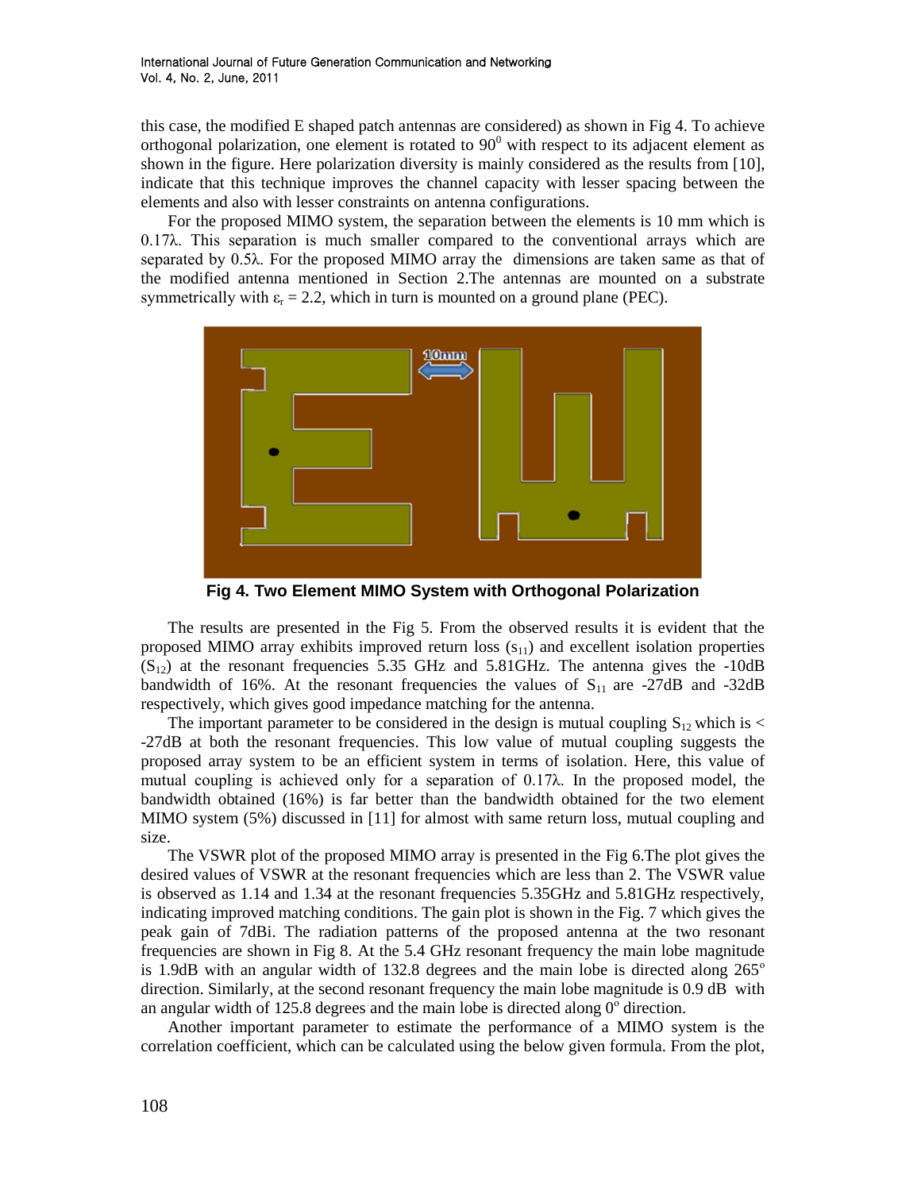this case, the modified E shaped patch antennas are considered) as shown in Fig 4. To achieve orthogonal polarization, one element is rotated to $90^0$ with respect to its adjacent element as shown in the figure. Here polarization diversity is mainly considered as the results from [10], indicate that this technique improves the channel capacity with lesser spacing between the elements and also with lesser constraints on antenna configurations.

For the proposed MIMO system, the separation between the elements is 10 mm which is $0.17\lambda$. This separation is much smaller compared to the conventional arrays which are separated by $0.5\lambda$. For the proposed MIMO array the dimensions are taken same as that of the modified antenna mentioned in Section 2.The antennas are mounted on a substrate symmetrically with $\varepsilon_r = 2.2$, which in turn is mounted on a ground plane (PEC).

**Fig 4. Two Element MIMO System with Orthogonal Polarization**

The results are presented in the Fig 5. From the observed results it is evident that the proposed MIMO array exhibits improved return loss ($s_{11}$) and excellent isolation properties ($S_{12}$) at the resonant frequencies 5.35 GHz and 5.81GHz. The antenna gives the -10dB bandwidth of 16%. At the resonant frequencies the values of $S_{11}$ are -27dB and -32dB respectively, which gives good impedance matching for the antenna.

The important parameter to be considered in the design is mutual coupling $S_{12}$ which is < -27dB at both the resonant frequencies. This low value of mutual coupling suggests the proposed array system to be an efficient system in terms of isolation. Here, this value of mutual coupling is achieved only for a separation of $0.17\lambda$. In the proposed model, the bandwidth obtained (16%) is far better than the bandwidth obtained for the two element MIMO system (5%) discussed in [11] for almost with same return loss, mutual coupling and size.

The VSWR plot of the proposed MIMO array is presented in the Fig 6.The plot gives the desired values of VSWR at the resonant frequencies which are less than 2. The VSWR value is observed as 1.14 and 1.34 at the resonant frequencies 5.35GHz and 5.81GHz respectively, indicating improved matching conditions. The gain plot is shown in the Fig. 7 which gives the peak gain of 7dBi. The radiation patterns of the proposed antenna at the two resonant frequencies are shown in Fig 8. At the 5.4 GHz resonant frequency the main lobe magnitude is 1.9dB with an angular width of 132.8 degrees and the main lobe is directed along $265^o$ direction. Similarly, at the second resonant frequency the main lobe magnitude is 0.9 dB with an angular width of 125.8 degrees and the main lobe is directed along $0^o$ direction.

Another important parameter to estimate the performance of a MIMO system is the correlation coefficient, which can be calculated using the below given formula. From the plot,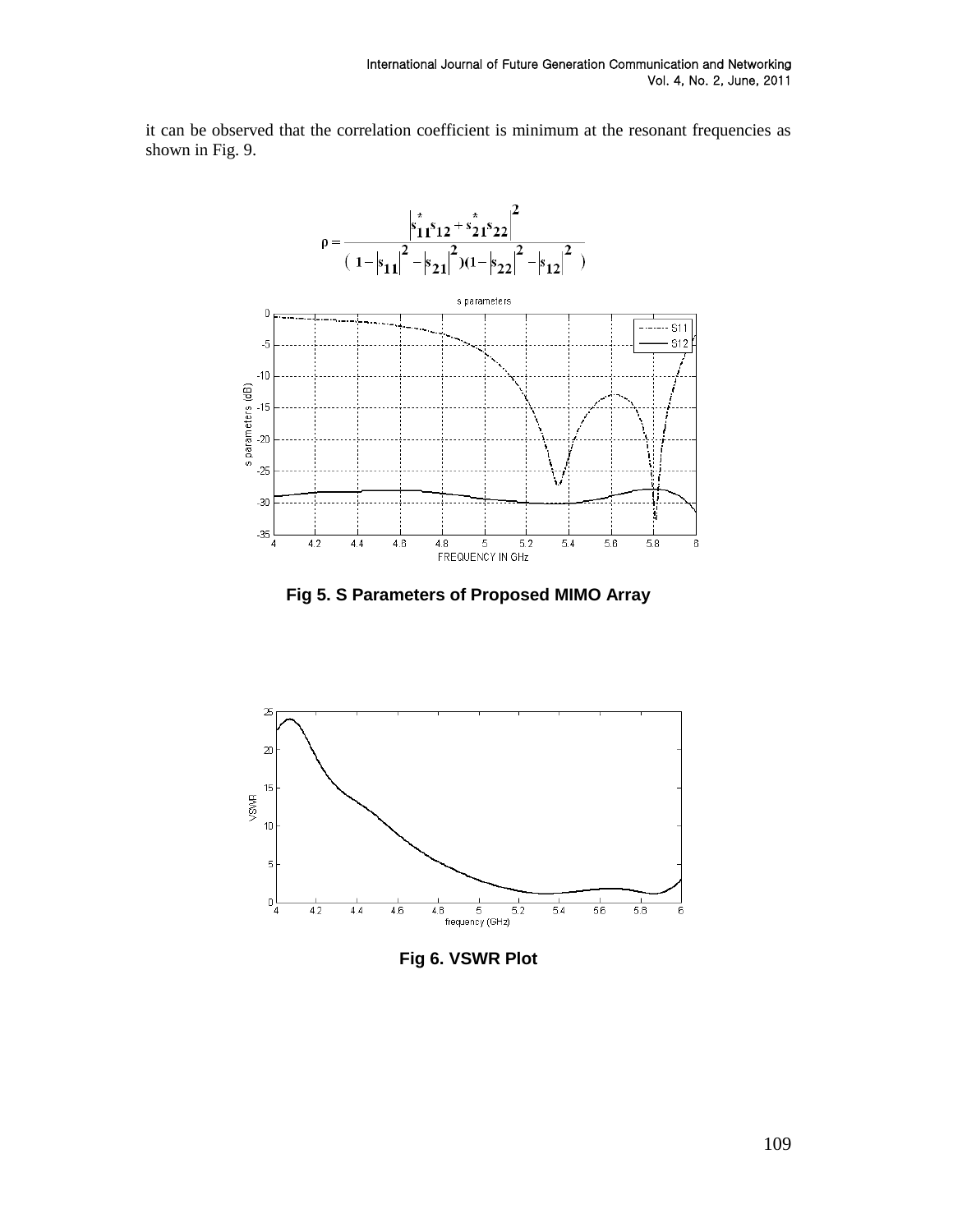it can be observed that the correlation coefficient is minimum at the resonant frequencies as shown in Fig. 9.

$$\rho = \frac{\left|s_{11}^{*}s_{12} + s_{21}^{*}s_{22}\right|^{2}}{\left(1 - \left|s_{11}\right|^{2} - \left|s_{21}\right|^{2}\right)\left(1 - \left|s_{22}\right|^{2} - \left|s_{12}\right|^{2}\right)}$$

**Fig 5. S Parameters of Proposed MIMO Array**

**Fig 6. VSWR Plot**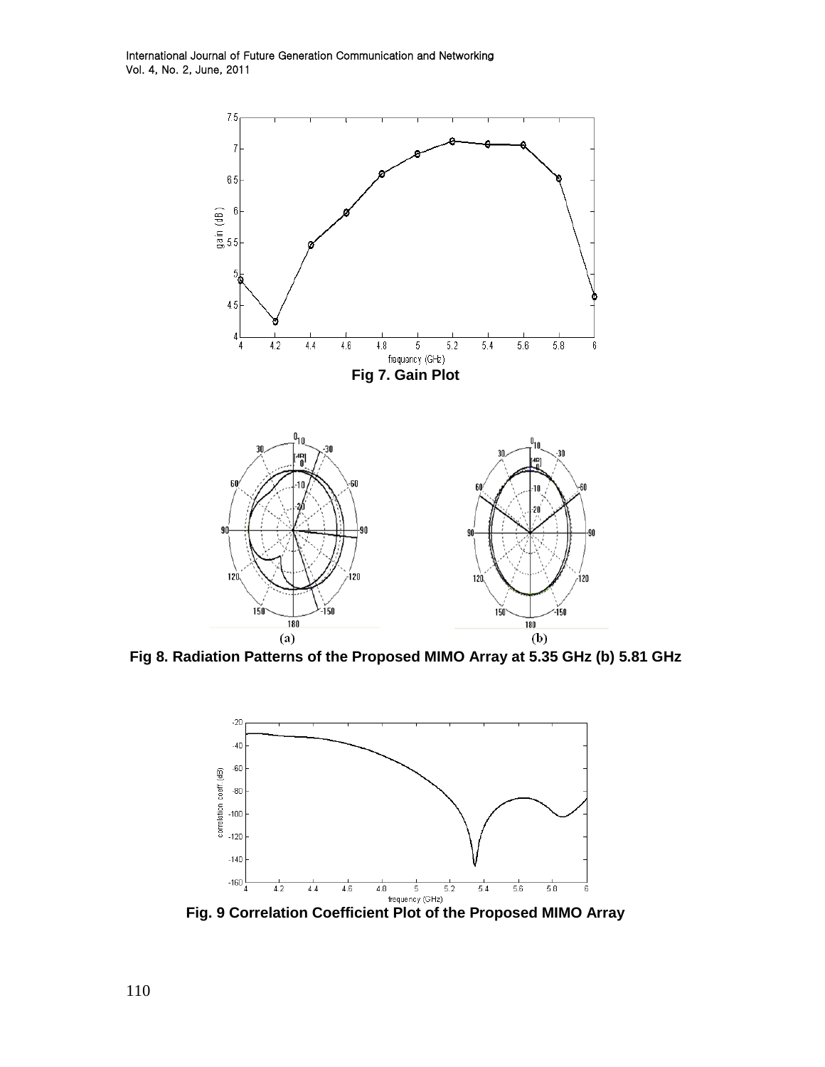Fig 7. Gain Plot

Fig 8. Radiation Patterns of the Proposed MIMO Array at 5.35 GHz (b) 5.81 GHz

Fig. 9 Correlation Coefficient Plot of the Proposed MIMO Array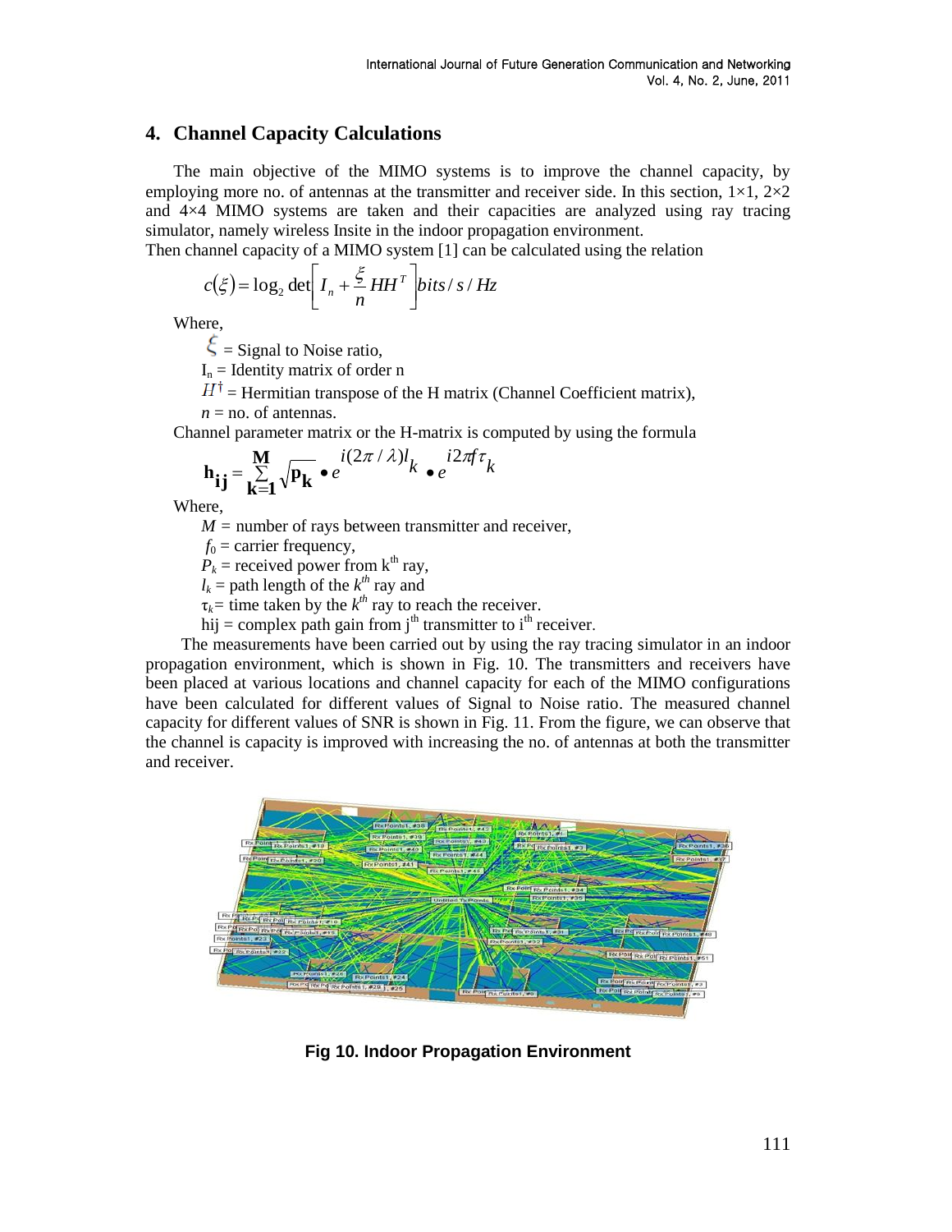## 4. Channel Capacity Calculations

The main objective of the MIMO systems is to improve the channel capacity, by employing more no. of antennas at the transmitter and receiver side. In this section, 1×1, 2×2 and 4×4 MIMO systems are taken and their capacities are analyzed using ray tracing simulator, namely wireless Insite in the indoor propagation environment.
Then channel capacity of a MIMO system [1] can be calculated using the relation

$$c(\xi) = \log_2 \det\left[ I_n + \frac{\xi}{n} HH^T \right] bits/s/Hz$$

Where,

$\xi$ = Signal to Noise ratio,

$I_n$ = Identity matrix of order n

$H^\dagger$ = Hermitian transpose of the H matrix (Channel Coefficient matrix),

$n$ = no. of antennas.

Channel parameter matrix or the H-matrix is computed by using the formula

$$\mathbf{h_{ij}} = \sum_{\mathbf{k=1}}^{\mathbf{M}} \sqrt{\mathbf{p_k}} \bullet e^{i(2\pi/\lambda)l_k} \bullet e^{i2\pi f \tau_k}$$

Where,

$M$ = number of rays between transmitter and receiver,

$f_0$ = carrier frequency,

$P_k$ = received power from k[th] ray,

$l_k$ = path length of the $k^{th}$ ray and

$\tau_k$ = time taken by the $k^{th}$ ray to reach the receiver.

hij = complex path gain from j[th] transmitter to i[th] receiver.

The measurements have been carried out by using the ray tracing simulator in an indoor propagation environment, which is shown in Fig. 10. The transmitters and receivers have been placed at various locations and channel capacity for each of the MIMO configurations have been calculated for different values of Signal to Noise ratio. The measured channel capacity for different values of SNR is shown in Fig. 11. From the figure, we can observe that the channel is capacity is improved with increasing the no. of antennas at both the transmitter and receiver.

**Fig 10. Indoor Propagation Environment**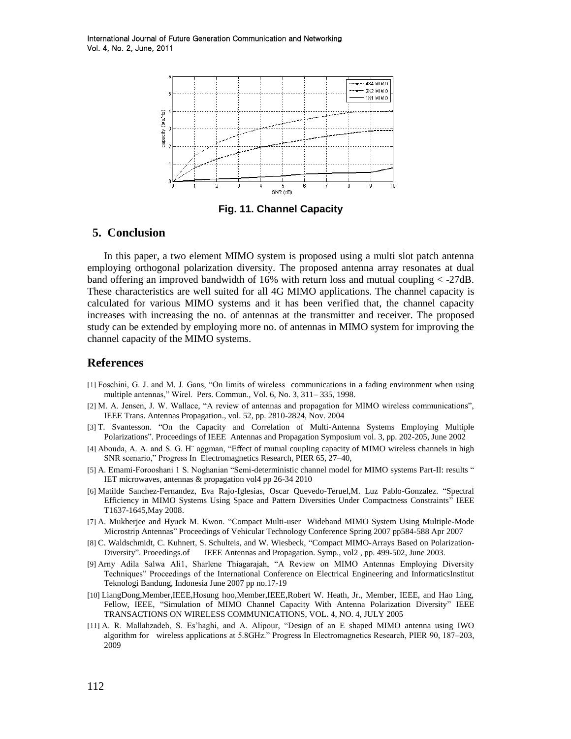6
5
4
3
2
1
0
capacity (b/s/Hz)
0 1 2 3 4 5 6 7 8 9 10
SNR (dB)
4X4 MIMO
2X2 MIMO
1X1 MIMO

**Fig. 11. Channel Capacity**

## 5. Conclusion

In this paper, a two element MIMO system is proposed using a multi slot patch antenna employing orthogonal polarization diversity. The proposed antenna array resonates at dual band offering an improved bandwidth of 16% with return loss and mutual coupling < -27dB. These characteristics are well suited for all 4G MIMO applications. The channel capacity is calculated for various MIMO systems and it has been verified that, the channel capacity increases with increasing the no. of antennas at the transmitter and receiver. The proposed study can be extended by employing more no. of antennas in MIMO system for improving the channel capacity of the MIMO systems.

## References

[1] Foschini, G. J. and M. J. Gans, "On limits of wireless communications in a fading environment when using multiple antennas," Wirel. Pers. Commun., Vol. 6, No. 3, 311– 335, 1998.

[2] M. A. Jensen, J. W. Wallace, "A review of antennas and propagation for MIMO wireless communications", IEEE Trans. Antennas Propagation., vol. 52, pp. 2810-2824, Nov. 2004

[3] T. Svantesson. "On the Capacity and Correlation of Multi-Antenna Systems Employing Multiple Polarizations". Proceedings of IEEE Antennas and Propagation Symposium vol. 3, pp. 202-205, June 2002

[4] Abouda, A. A. and S. G. H¨ aggman, "Effect of mutual coupling capacity of MIMO wireless channels in high SNR scenario," Progress In Electromagnetics Research, PIER 65, 27–40,

[5] A. Emami-Forooshani 1 S. Noghanian "Semi-deterministic channel model for MIMO systems Part-II: results " IET microwaves, antennas & propagation vol4 pp 26-34 2010

[6] Matilde Sanchez-Fernandez, Eva Rajo-Iglesias, Oscar Quevedo-Teruel,M. Luz Pablo-Gonzalez. "Spectral Efficiency in MIMO Systems Using Space and Pattern Diversities Under Compactness Constraints" IEEE T1637-1645,May 2008.

[7] A. Mukherjee and Hyuck M. Kwon. "Compact Multi-user Wideband MIMO System Using Multiple-Mode Microstrip Antennas" Proceedings of Vehicular Technology Conference Spring 2007 pp584-588 Apr 2007

[8] C. Waldschmidt, C. Kuhnert, S. Schulteis, and W. Wiesbeck, "Compact MIMO-Arrays Based on Polarization-Diversity". Proeedings.of IEEE Antennas and Propagation. Symp., vol2 , pp. 499-502, June 2003.

[9] Arny Adila Salwa Ali1, Sharlene Thiagarajah, "A Review on MIMO Antennas Employing Diversity Techniques" Proceedings of the International Conference on Electrical Engineering and InformaticsInstitut Teknologi Bandung, Indonesia June 2007 pp no.17-19

[10] LiangDong,Member,IEEE,Hosung hoo,Member,IEEE,Robert W. Heath, Jr., Member, IEEE, and Hao Ling, Fellow, IEEE, "Simulation of MIMO Channel Capacity With Antenna Polarization Diversity" IEEE TRANSACTIONS ON WIRELESS COMMUNICATIONS, VOL. 4, NO. 4, JULY 2005

[11] A. R. Mallahzadeh, S. Es'haghi, and A. Alipour, "Design of an E shaped MIMO antenna using IWO algorithm for wireless applications at 5.8GHz." Progress In Electromagnetics Research, PIER 90, 187–203, 2009